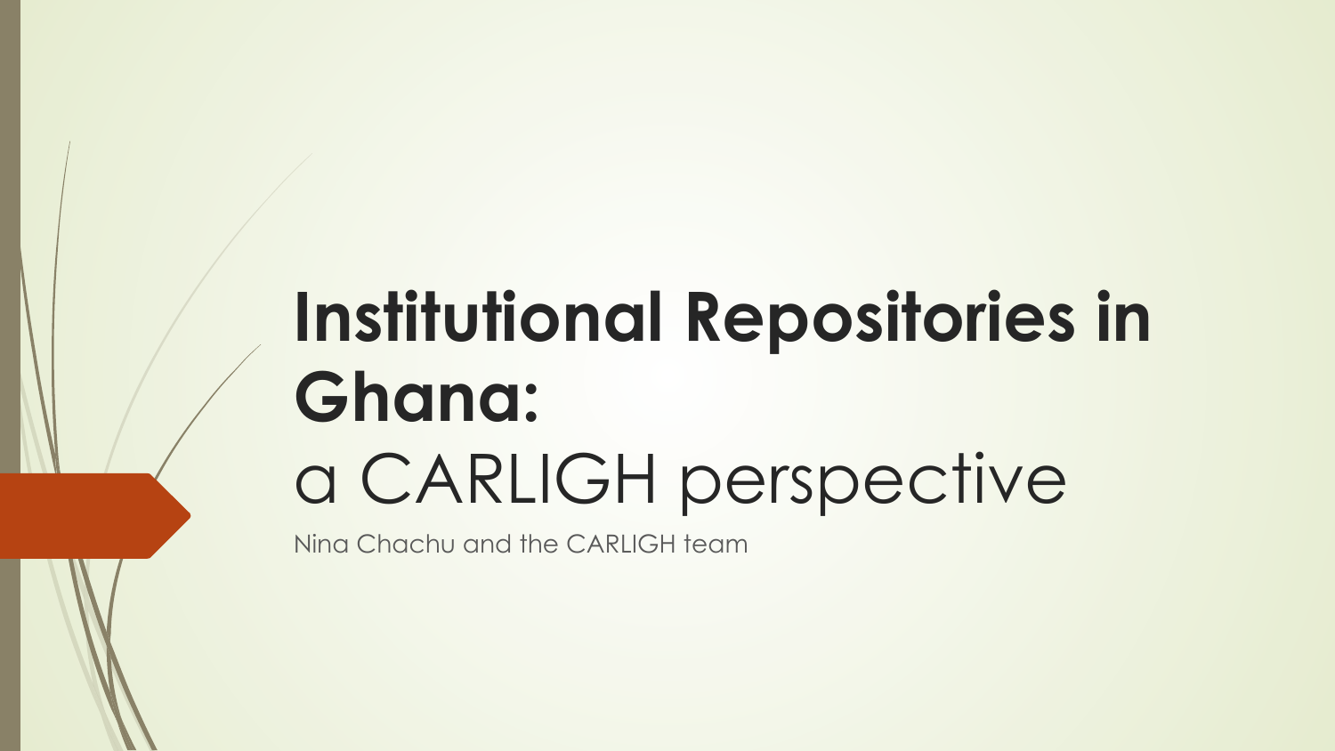# Institutional Repositories in Ghana:

a CARLIGH perspective

Nina Chachu and the CARLIGH team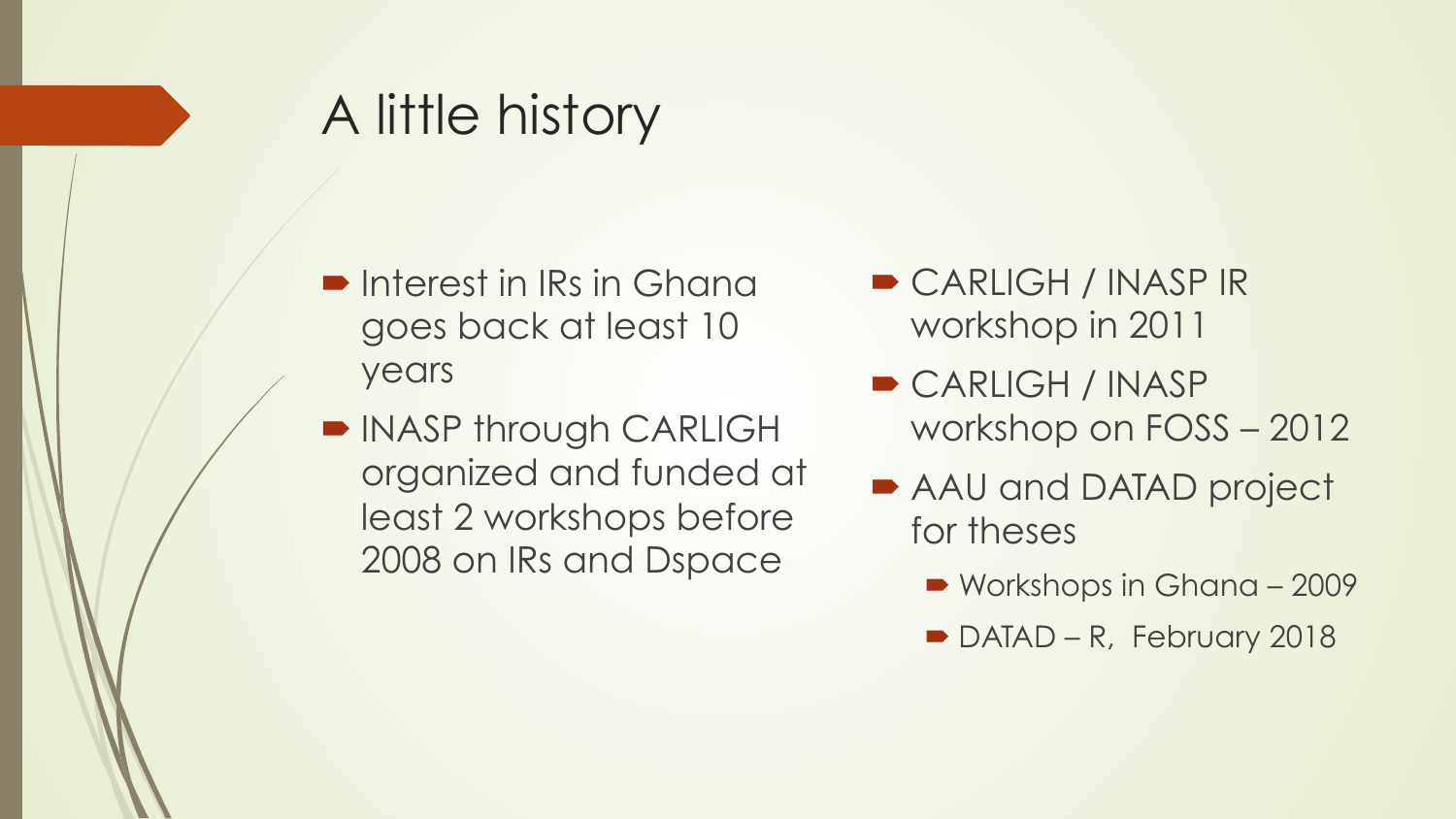# A little history

- Interest in IRs in Ghana goes back at least 10 years
- INASP through CARLIGH organized and funded at least 2 workshops before 2008 on IRs and Dspace
- CARLIGH / INASP IR workshop in 2011
- CARLIGH / INASP workshop on FOSS – 2012
- AAU and DATAD project for theses
  - Workshops in Ghana – 2009
  - DATAD – R, February 2018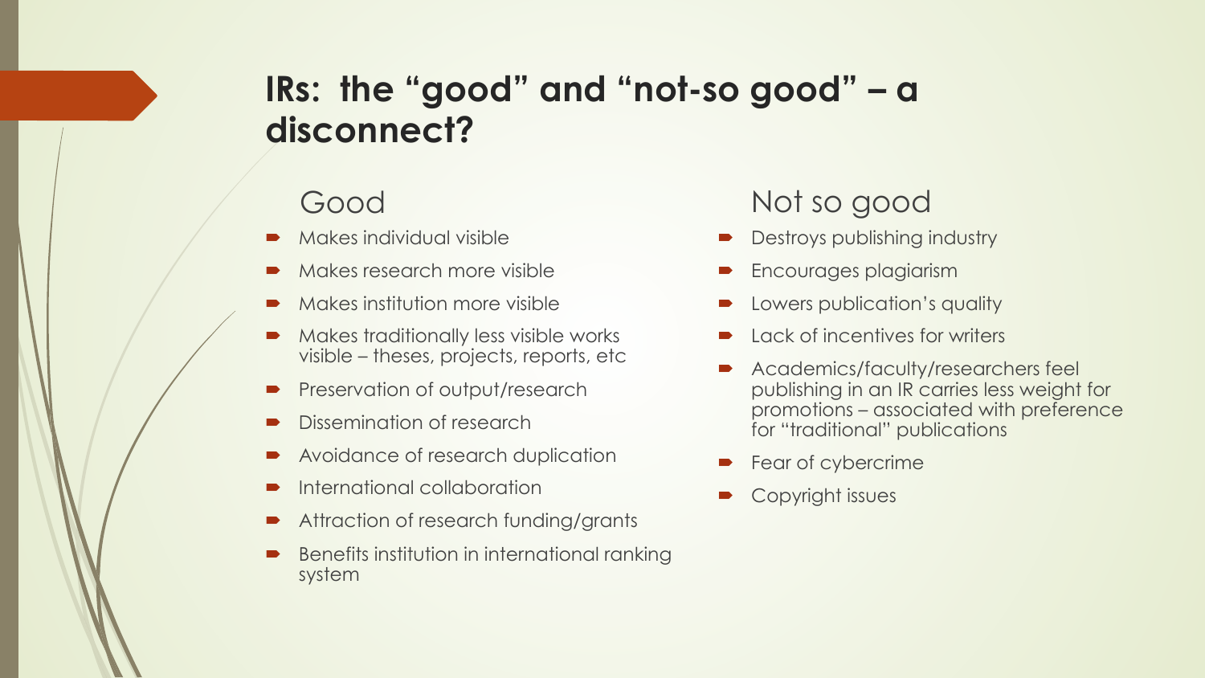# IRs: the "good" and "not-so good" – a disconnect?

## Good

- Makes individual visible
- Makes research more visible
- Makes institution more visible
- Makes traditionally less visible works visible – theses, projects, reports, etc
- Preservation of output/research
- Dissemination of research
- Avoidance of research duplication
- International collaboration
- Attraction of research funding/grants
- Benefits institution in international ranking system

## Not so good

- Destroys publishing industry
- Encourages plagiarism
- Lowers publication's quality
- Lack of incentives for writers
- Academics/faculty/researchers feel publishing in an IR carries less weight for promotions – associated with preference for "traditional" publications
- Fear of cybercrime
- Copyright issues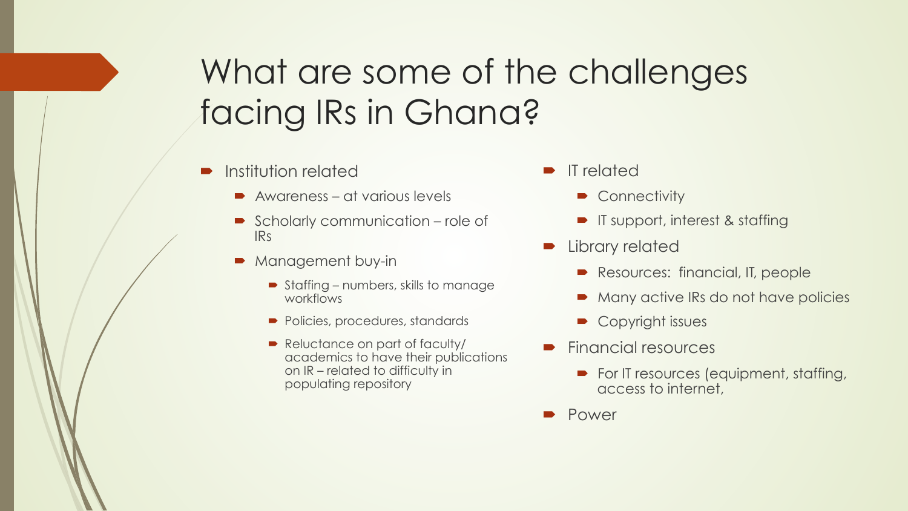# What are some of the challenges facing IRs in Ghana?

- Institution related
  - Awareness – at various levels
  - Scholarly communication – role of IRs
  - Management buy-in
    - Staffing – numbers, skills to manage workflows
    - Policies, procedures, standards
    - Reluctance on part of faculty/ academics to have their publications on IR – related to difficulty in populating repository
- IT related
  - Connectivity
  - IT support, interest & staffing
- Library related
  - Resources: financial, IT, people
  - Many active IRs do not have policies
  - Copyright issues
- Financial resources
  - For IT resources (equipment, staffing, access to internet,
- Power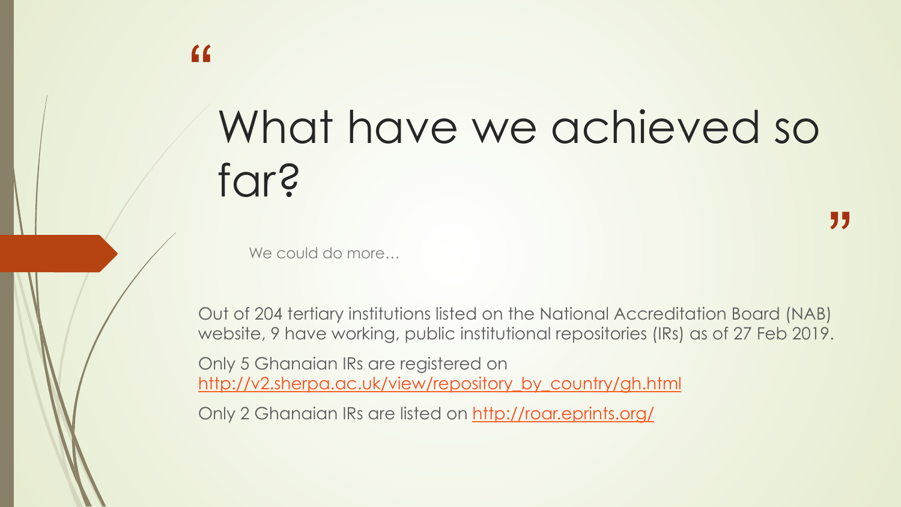# What have we achieved so far?

We could do more…

Out of 204 tertiary institutions listed on the National Accreditation Board (NAB) website, 9 have working, public institutional repositories (IRs) as of 27 Feb 2019.

Only 5 Ghanaian IRs are registered on [http://v2.sherpa.ac.uk/view/repository_by_country/gh.html](http://v2.sherpa.ac.uk/view/repository_by_country/gh.html)

Only 2 Ghanaian IRs are listed on [http://roar.eprints.org/](http://roar.eprints.org/)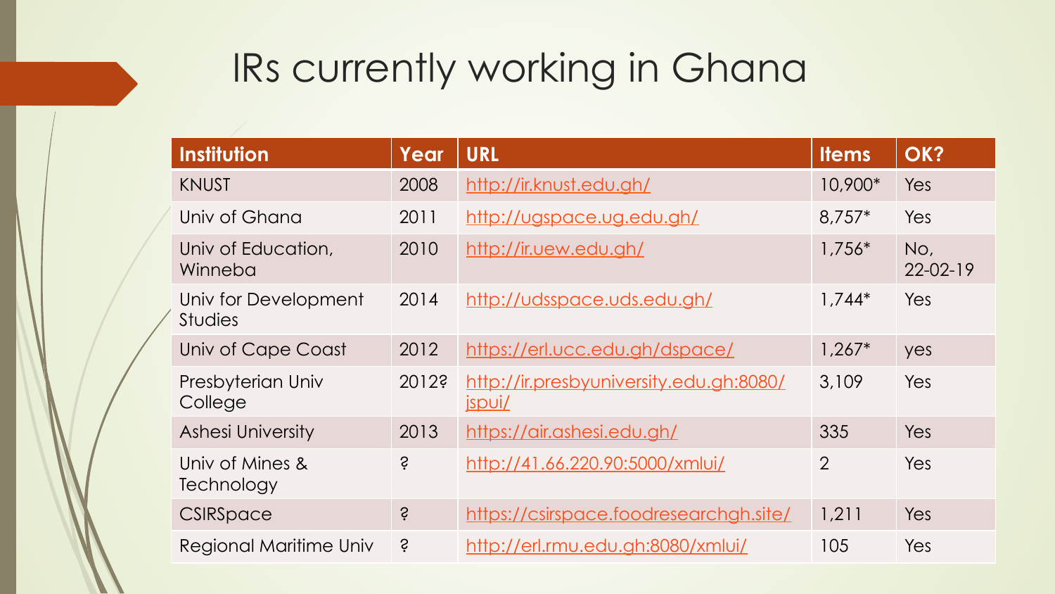# IRs currently working in Ghana

| Institution | Year | URL | Items | OK? |
| --- | --- | --- | --- | --- |
| KNUST | 2008 | http://ir.knust.edu.gh/ | 10,900* | Yes |
| Univ of Ghana | 2011 | http://ugspace.ug.edu.gh/ | 8,757* | Yes |
| Univ of Education, Winneba | 2010 | http://ir.uew.edu.gh/ | 1,756* | No, 22-02-19 |
| Univ for Development Studies | 2014 | http://udsspace.uds.edu.gh/ | 1,744* | Yes |
| Univ of Cape Coast | 2012 | https://erl.ucc.edu.gh/dspace/ | 1,267* | yes |
| Presbyterian Univ College | 2012? | http://ir.presbyuniversity.edu.gh:8080/jspui/ | 3,109 | Yes |
| Ashesi University | 2013 | https://air.ashesi.edu.gh/ | 335 | Yes |
| Univ of Mines & Technology | ? | http://41.66.220.90:5000/xmlui/ | 2 | Yes |
| CSIRSpace | ? | https://csirspace.foodresearchgh.site/ | 1,211 | Yes |
| Regional Maritime Univ | ? | http://erl.rmu.edu.gh:8080/xmlui/ | 105 | Yes |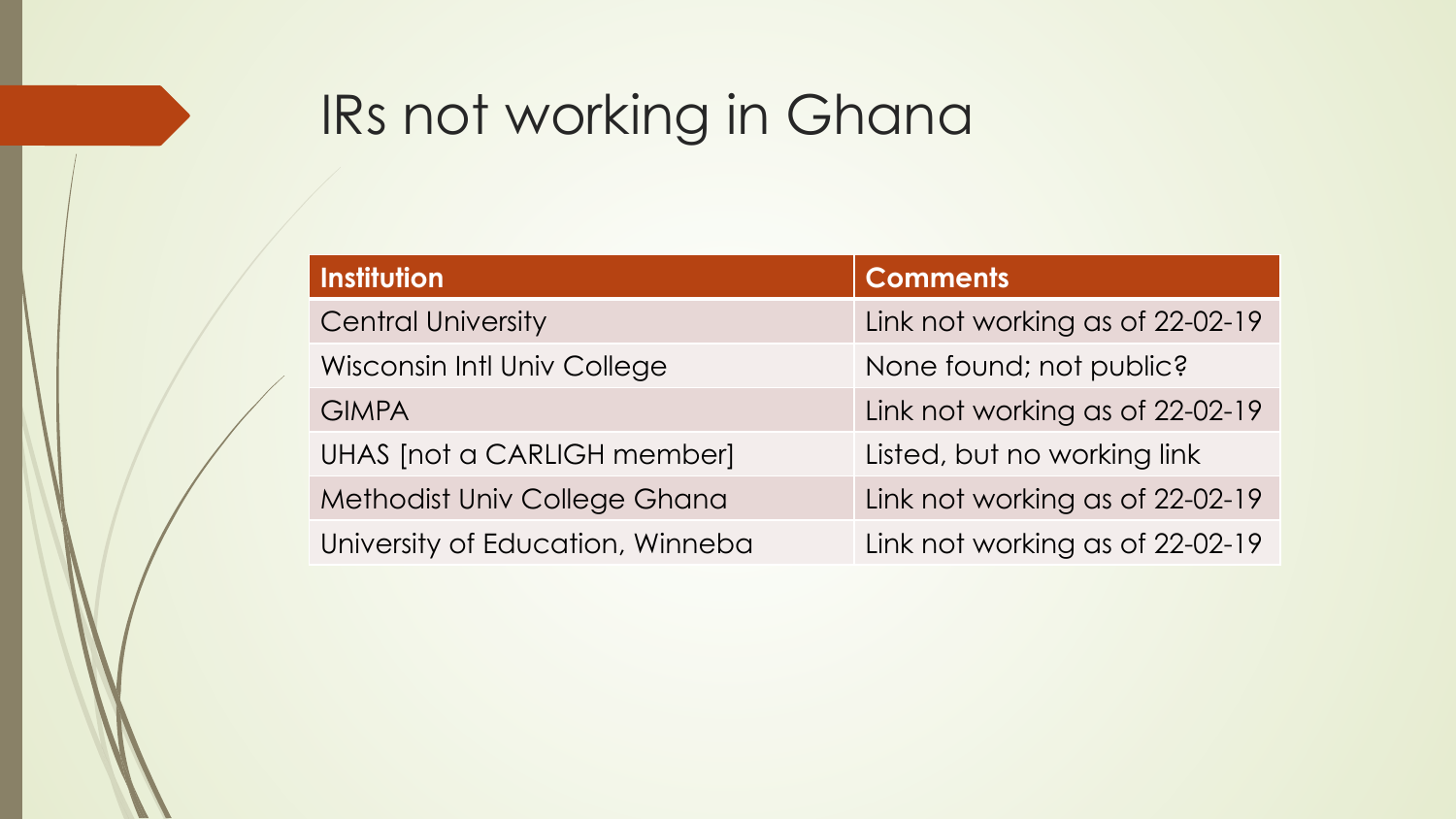# IRs not working in Ghana

| Institution | Comments |
| --- | --- |
| Central University | Link not working as of 22-02-19 |
| Wisconsin Intl Univ College | None found; not public? |
| GIMPA | Link not working as of 22-02-19 |
| UHAS [not a CARLIGH member] | Listed, but no working link |
| Methodist Univ College Ghana | Link not working as of 22-02-19 |
| University of Education, Winneba | Link not working as of 22-02-19 |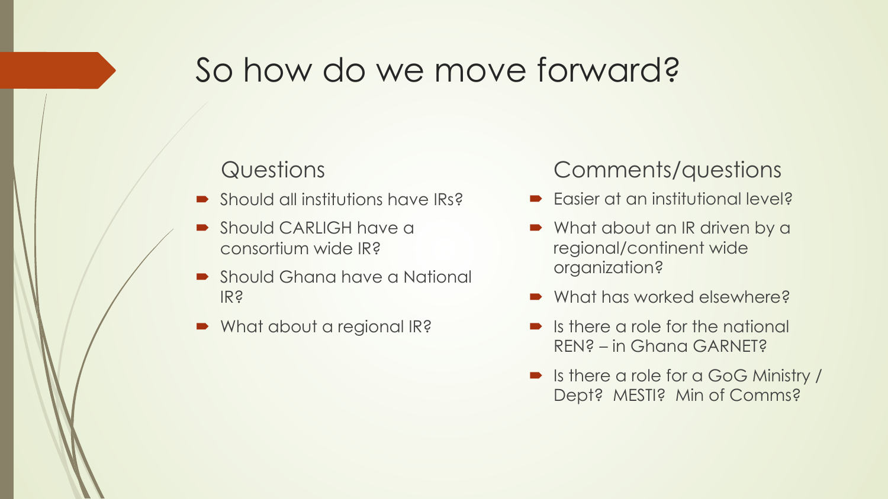# So how do we move forward?

## Questions

- Should all institutions have IRs?
- Should CARLIGH have a consortium wide IR?
- Should Ghana have a National IR?
- What about a regional IR?

## Comments/questions

- Easier at an institutional level?
- What about an IR driven by a regional/continent wide organization?
- What has worked elsewhere?
- Is there a role for the national REN? – in Ghana GARNET?
- Is there a role for a GoG Ministry / Dept? MESTI? Min of Comms?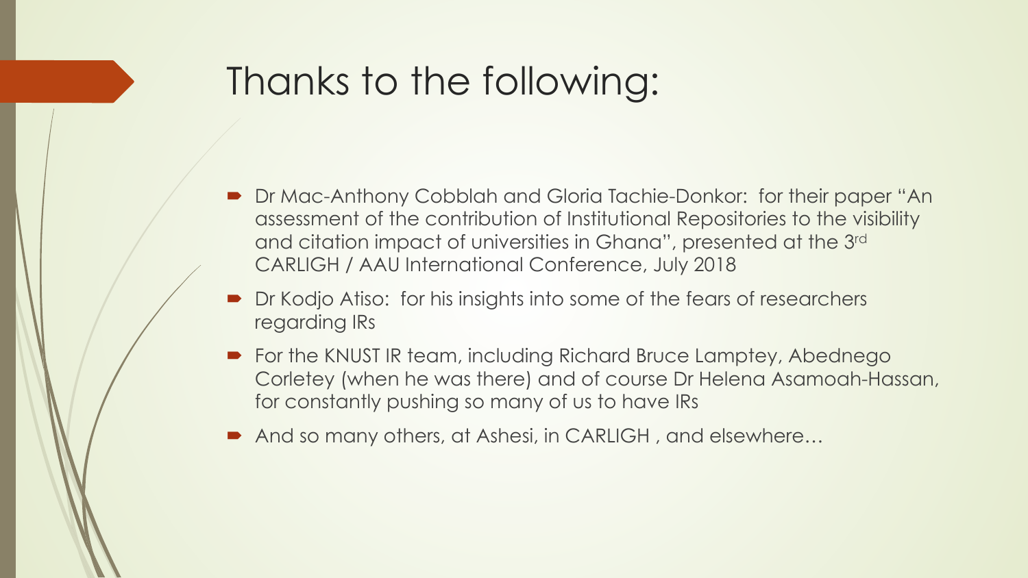# Thanks to the following:

- Dr Mac-Anthony Cobblah and Gloria Tachie-Donkor: for their paper "An assessment of the contribution of Institutional Repositories to the visibility and citation impact of universities in Ghana", presented at the 3rd CARLIGH / AAU International Conference, July 2018
- Dr Kodjo Atiso: for his insights into some of the fears of researchers regarding IRs
- For the KNUST IR team, including Richard Bruce Lamptey, Abednego Corletey (when he was there) and of course Dr Helena Asamoah-Hassan, for constantly pushing so many of us to have IRs
- And so many others, at Ashesi, in CARLIGH , and elsewhere…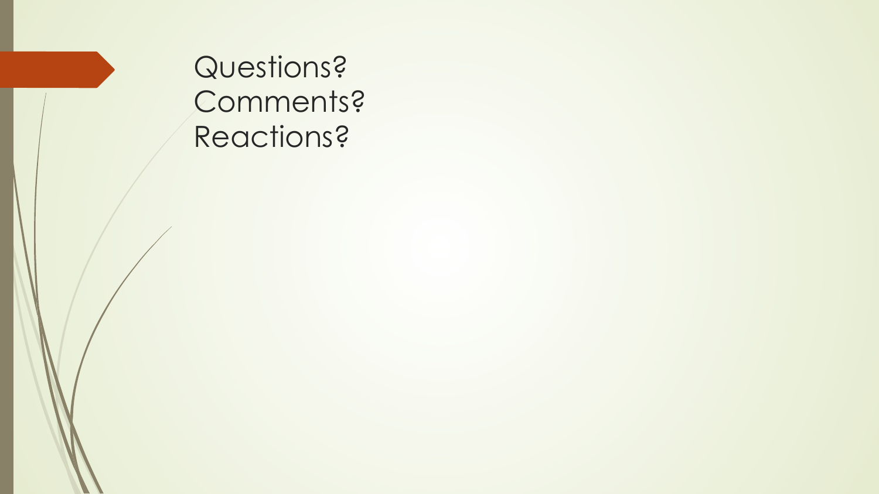# Questions?
# Comments?
# Reactions?